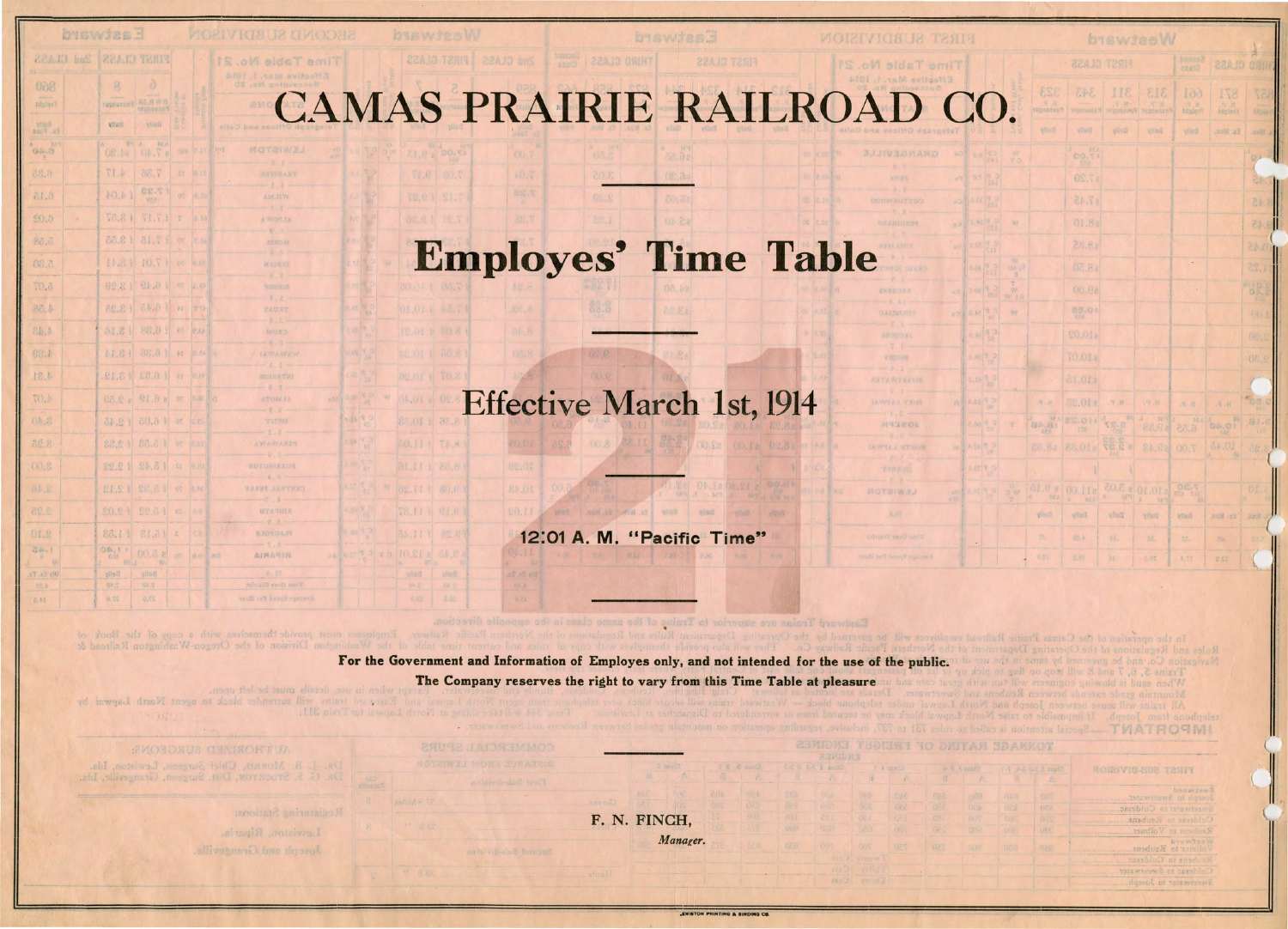# CAMAS PRAIRIE RAILROAD CO.

## Employes' Time Table

21

Effective March 1st, 1914

12:01 A. M. "Pacific Time"

**For the Government and Information of Employes only, and not intended for the use of the public.**

**The Company reserves the right to vary from this Time Table at pleasure**

F. N. FINCH,

*Manager.*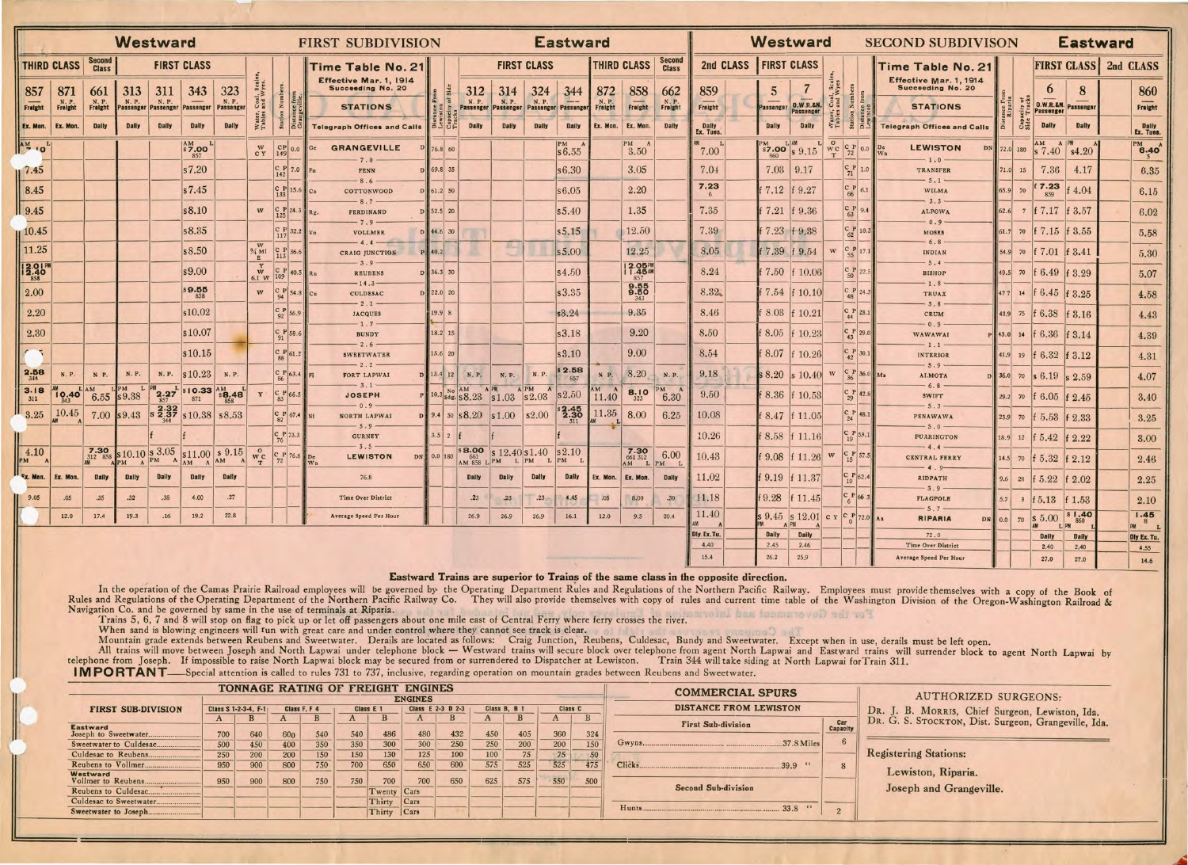## FIRST SUBDIVISION — Time Table No. 21

Effective Mar. 1, 1914. Succeeding No. 20

| Westward: THIRD CLASS 857 Freight | 871 N.P. Freight | Second Class 661 N.P. Freight | FIRST CLASS 313 N.P. Passenger | 311 N.P. Passenger | 343 Passenger | 323 N.P. Passenger | Water, Coal, Scales, Tables and Wyes | Station Numbers | Distance from Grangeville | | STATIONS — Telegraph Offices and Calls | Distance from Lewiston | Capacity of Side Tracks | Eastward: FIRST CLASS 312 N.P. Passenger | 314 N.P. Passenger | 324 N.P. Passenger | 344 Passenger | THIRD CLASS 872 N.P. Freight | 858 Freight | Second Class 662 N.P. Freight |
|---|---|---|---|---|---|---|---|---|---|---|---|---|---|---|---|---|---|---|---|---|
| Ex. Mon. | Ex. Mon. | Daily | Daily | Daily | Daily | Daily | | | | | | | | Daily | Daily | Daily | Daily | Ex. Mon. | Ex. Mon. | Daily |
| AM 7.10 L | | | | | AM 7.00 L 857 | | W CY | CP 149 | 0.0 | Ge | GRANGEVILLE D | 76.8 | 60 | | | | PM 6.55 A | | PM 3.50 A | |
| | | | | | | | | | | | 7.0 | | | | | | | | | |
| 7.45 | | | | | s7.20 | | | CP 142 | 7.0 | Fn | FENN D | 69.8 | 35 | | | | s6.30 | | 3.05 | |
| | | | | | | | | | | | 8.6 | | | | | | | | | |
| 8.45 | | | | | s7.45 | | | CP 133 | 15.6 | Co | COTTONWOOD D | 61.2 | 50 | | | | s6.05 | | 2.20 | |
| | | | | | | | | | | | 8.7 | | | | | | | | | |
| 9.45 | | | | | s8.10 | | W | CP 125 | 24.3 | Rg | FERDINAND D | 52.5 | 20 | | | | s5.40 | | 1.35 | |
| | | | | | | | | | | | 7.9 | | | | | | | | | |
| 10.45 | | | | | s8.35 | | | CP 117 | 32.2 | Vo | VOLLMER D | 44.6 | 30 | | | | s5.15 | | 12.50 | |
| | | | | | | | | | | | 4.4 | | | | | | | | | |
| 11.25 | | | | | s8.50 | | W ¾ MI E | CP 113 | 36.6 | | CRAIG JUNCTION P | 40.2 | | | | | s5.00 | | 12.25 | |
| | | | | | | | | | | | 3.9 | | | | | | | | | |
| 12.01 PM 12.40 858 | | | | | s9.00 | | Y W 6.1 W | CP 109 | 40.5 | Ru | REUBENS D | 36.3 | 30 | | | | s4.50 | | 12.05 PM 11.45 AM | |
| | | | | | | | | | | | 14.3 | | | | | | | | | |
| 2.00 | | | | | s9.55 858 | | W | CP 94 | 54.8 | Cu | CULDESAC D | 22.0 | 20 | | | | s3.35 | | 9.55 857 9.50 343 | |
| | | | | | | | | | | | 2.1 | | | | | | | | | |
| 2.20 | | | | | s10.02 | | | CP 92 | 56.9 | | JACQUES | 19.9 | 8 | | | | s3.24 | | 9.35 | |
| | | | | | | | | | | | 1.7 | | | | | | | | | |
| 2.30 | | | | | s10.07 | | | CP 91 | 58.6 | | BUNDY | 18.2 | 15 | | | | s3.18 | | 9.20 | |
| | | | | | | | | | | | 2.6 | | | | | | | | | |
| | | | | | s10.15 | | | CP 88 | 61.2 | | SWEETWATER | 15.6 | 20 | | | | s3.10 | | 9.00 | |
| | | | | | | | | | | | 2.2 | | | | | | | | | |
| 2.58 344 | N.P. | N.P. | N.P. | N.P. | s10.23 | N.P. | | CP 86 | 63.4 | Pl | FORT LAPWAI D | 13.4 | 12 | N.P. | N.P. | N.P. | s2.58 857 | N.P. | 8.20 | N.P. |
| | | | | | | | | | | | 3.1 | | | | | | | | | |
| 3.18 311 | AM 10.40 343 L | AM 6.55 L | PM s9.38 L | PM 2.27 857 | s10.33 871 L | AM s8.48 858 L | Y | CP 83 | 66.5 | | JOSEPH P | 10.3 | No Sdg. | AM s8.23 | PM s1.03 A | PM s2.03 A | s2.50 | AM 11.40 A | 8.10 323 | PM 6.30 A |
| | | | | | | | | | | | 0.9 | | | | | | | | | |
| 3.25 AM | 10.45 A | 7.00 | s9.43 | s 2.32 2.37 344 | s10.38 | s8.53 | | CP 82 | 67.4 | Ni | NORTH LAPWAI D | 9.4 | 50 | s8.20 | s1.00 | s2.00 | s2.45 2.30 311 | 11.35 AM L | 8.00 | 6.25 |
| | | | | | | | | | | | 5.9 | | | | | | | | | |
| | | | f | f | | | | CP 76 | 73.3 | | GURNEY | 3.5 | 2 | f | f | | f | | | |
| | | | | | | | | | | | 3.5 | | | | | | | | | |
| 4.10 PM A | | 7.30 312 858 AM A | s10.10 PM A | s3.05 PM A | s11.00 AM A | s9.15 AM A | O WC T | CP 72 | 76.8 | De Wn | LEWISTON DN | 0.0 | 180 | s8.00 661 AM 858 L | s12.40 PM L | s1.40 PM L | s2.10 PM L | | 7.30 661 312 AM L | 6.00 PM L |
| Ex. Mon. | Ex. Mon. | Daily | Daily | Daily | Daily | Daily | | | | | 76.8 | | | Daily | Daily | Daily | Daily | Ex. Mon. | Ex. Mon. | Daily |
| 9.05 | .05 | .35 | .32 | .38 | 4.00 | .27 | | | | | Time Over District | | | .23 | .23 | .23 | 4.45 | .05 | 8.00 | .30 |
| | 12.0 | 17.4 | 19.3 | .16 | 19.2 | 22.8 | | | | | Average Speed Per Hour | | | 26.9 | 26.9 | 26.9 | 16.1 | 12.0 | 9.5 | 20.4 |

## SECOND SUBDIVISON — Time Table No. 21

Effective Mar. 1, 1914. Succeeding No. 20

| Westward: 2nd CLASS 859 Freight | FIRST CLASS 5 Passenger | 7 O.W.R.&N. Passenger | Water, Coal, Scales, Tables and Wyes | Station Numbers | Distance from Lewiston | | STATIONS — Telegraph Offices and Calls | | Distance From Riparia | Capacity of Side Tracks | Eastward: FIRST CLASS 6 O.W.R.&N. Passenger | 8 Passenger | 2nd CLASS 860 Freight |
|---|---|---|---|---|---|---|---|---|---|---|---|---|---|
| Daily Ex. Tues. | Daily | Daily | | | | | | | | | Daily | Daily | Daily Ex. Tues. |
| AM 7.00 L | PM s7.00 860 L | AM s9.15 L | O WC T | CP 72 | 0.0 | De Wn | LEWISTON DN | | 72.0 | 180 | AM s7.40 A | PM s4.20 A | PM 6.40 5 A |
| | | | | | | | 1.0 | | | | | | |
| 7.04 | 7.03 | 9.17 | | CP 71 | 1.0 | | TRANSFER | | 71.0 | 15 | 7.36 | 4.17 | 6.35 |
| | | | | | | | 5.1 | | | | | | |
| 7.23 6 | f 7.12 | f 9.27 | | CP 66 | 6.1 | | WILMA | | 65.9 | 70 | f 7.23 859 | f 4.04 | 6.15 |
| | | | | | | | 3.3 | | | | | | |
| 7.35 | f 7.21 | f 9.36 | | CP 63 | 9.4 | | ALPOWA | | 62.6 | 7 | f 7.17 | f 3.57 | 6.02 |
| | | | | | | | 0.9 | | | | | | |
| 7.39 | f 7.23 | f 9.38 | | CP 62 | 10.3 | | MOSES | | 61.7 | 70 | f 7.15 | f 3.55 | 5.58 |
| | | | | | | | 6.8 | | | | | | |
| 8.05 | f 7.39 | f 9.54 | W | CP 55 | 17.1 | | INDIAN | | 54.9 | 70 | f 7.01 | f 3.41 | 5.30 |
| | | | | | | | 5.4 | | | | | | |
| 8.24 | f 7.50 | f 10.06 | | CP 50 | 22.5 | | BISHOP | | 49.5 | 70 | f 6.49 | f 3.29 | 5.07 |
| | | | | | | | 1.8 | | | | | | |
| 8.32 | f 7.54 | f 10.10 | | CP 48 | 24.3 | | TRUAX | | 47.7 | 14 | f 6.45 | f 3.25 | 4.58 |
| | | | | | | | 3.8 | | | | | | |
| 8.46 | f 8.03 | f 10.21 | | CP 44 | 28.1 | | CRUM | | 43.9 | 75 | f 6.38 | f 3.16 | 4.43 |
| | | | | | | | 0.9 | | | | | | |
| 8.50 | f 8.05 | f 10.23 | | CP 43 | 29.0 | | WAWAWAI | P | 43.0 | 14 | f 6.36 | f 3.14 | 4.39 |
| | | | | | | | 1.1 | | | | | | |
| 8.54 | f 8.07 | f 10.26 | | CP 42 | 30.1 | | INTERIOR | | 41.9 | 19 | f 6.32 | f 3.12 | 4.31 |
| | | | | | | | 5.9 | | | | | | |
| 9.18 | s 8.20 | s 10.40 | W | CP 36 | 36.0 | Ma | ALMOTA | D | 36.0 | 70 | s 6.19 | s 2.59 | 4.07 |
| | | | | | | | 6.8 | | | | | | |
| 9.50 | f 8.36 | f 10.53 | | CP 29 | 42.8 | | SWIFT | | 29.2 | 70 | f 6.05 | f 2.45 | 3.40 |
| | | | | | | | 5.3 | | | | | | |
| 10.08 | f 8.47 | f 11.05 | | CP 24 | 48.1 | | PENAWAWA | | 23.9 | 70 | f 5.53 | f 2.33 | 3.25 |
| | | | | | | | 5.0 | | | | | | |
| 10.26 | f 8.58 | f 11.16 | | CP 19 | 53.1 | | PUARINGTON | | 18.9 | 12 | f 5.42 | f 2.22 | 3.00 |
| | | | | | | | 4.4 | | | | | | |
| 10.43 | f 9.08 | f 11.26 | W | CP 15 | 57.5 | | CENTRAL FERRY | | 14.5 | 70 | f 5.32 | f 2.12 | 2.46 |
| | | | | | | | 4.9 | | | | | | |
| 11.02 | f 9.19 | f 11.37 | | CP 10 | 62.4 | | RIDPATH | | 9.6 | 28 | f 5.22 | f 2.02 | 2.25 |
| | | | | | | | 3.9 | | | | | | |
| 11.18 | f 9.28 | f 11.45 | | CP 6 | 66.3 | | FLAGPOLE | | 5.7 | 3 | f 5.13 | f 1.53 | 2.10 |
| | | | | | | | 5.7 | | | | | | |
| 11.40 AM A | s 9.45 PM A | s 12.01 PM A | C Y | CP 0 | 72.0 | Ax | RIPARIA | DN | 0.0 | 70 | s 5.00 AM L | s 1.40 860 PM L | 1.45 8 PM L |
| Dly. Ex. Tu. | Daily | Daily | | | | | 72.0 | | | | Daily | Daily | Dly Ex. Tu. |
| 4.40 | 2.45 | 2.46 | | | | | Time Over District | | | | 2.40 | 2.40 | 4.55 |
| 15.4 | 26.2 | 25.9 | | | | | Average Speed Per Hour | | | | 27.0 | 27.0 | 14.6 |

**Eastward Trains are superior to Trains of the same class in the opposite direction.**

In the operation of the Camas Prairie Railroad employees will be governed by the Operating Department Rules and Regulations of the Northern Pacific Railway. Employees must provide themselves with a copy of the Book of Rules and Regulations of the Operating Department of the Northern Pacific Railway Co. They will also provide themselves with copy of rules and current time table of the Washington Division of the Oregon-Washington Railroad & Navigation Co. and be governed by same in the use of terminals at Riparia.

Trains 5, 6, 7 and 8 will stop on flag to pick up or let off passengers about one mile east of Central Ferry where ferry crosses the river.

When sand is blowing engineers will run with great care and under control where they cannot see track is clear.

Mountain grade extends between Reubens and Sweetwater. Derails are located as follows: Craig Junction, Reubens, Culdesac, Bundy and Sweetwater. Except when in use, derails must be left open.

All trains will move between Joseph and North Lapwai under telephone block — Westward trains will secure block over telephone from agent North Lapwai and Eastward trains will surrender block to agent North Lapwai by telephone from Joseph. If impossible to raise North Lapwai block may be secured from or surrendered to Dispatcher at Lewiston. Train 344 will take siding at North Lapwai for Train 311.

**IMPORTANT**—Special attention is called to rules 731 to 737, inclusive, regarding operation on mountain grades between Reubens and Sweetwater.

### TONNAGE RATING OF FREIGHT ENGINES

| FIRST SUB-DIVISION | Class S 1-2-3-4, F-1 A | Class S 1-2-3-4, F-1 B | Class F, F 4 A | Class F, F 4 B | Class E 1 A | Class E 1 B | Class E 2-3 D 2-3 A | Class E 2-3 D 2-3 B | Class B, B 1 A | Class B, B 1 B | Class C A | Class C B |
|---|---|---|---|---|---|---|---|---|---|---|---|---|
| **Eastward** | | | | | | | | | | | | |
| Joseph to Sweetwater | 700 | 640 | 600 | 540 | 540 | 486 | 480 | 432 | 450 | 405 | 360 | 324 |
| Sweetwater to Culdesac | 500 | 450 | 400 | 350 | 350 | 300 | 300 | 250 | 250 | 200 | 200 | 150 |
| Culdesac to Reubens | 250 | 200 | 200 | 150 | 150 | 130 | 125 | 100 | 100 | 75 | 75 | 50 |
| Reubens to Vollmer | 950 | 900 | 800 | 750 | 700 | 650 | 650 | 600 | 575 | 525 | 525 | 475 |
| **Westward** | | | | | | | | | | | | |
| Vollmer to Reubens | 950 | 900 | 800 | 750 | 750 | 700 | 700 | 650 | 625 | 575 | 550 | 500 |
| Reubens to Culdesac | | | | | | Twenty | Cars | | | | | |
| Culdesac to Sweetwater | | | | | | Thirty | Cars | | | | | |
| Sweetwater to Joseph | | | | | | Thirty | Cars | | | | | |

### COMMERCIAL SPURS

| DISTANCE FROM LEWISTON | | Car Capacity |
|---|---|---|
| **First Sub-division** | | |
| Gwyns | 37.8 Miles | 6 |
| Clicks | 39.9 " | 8 |
| **Second Sub-division** | | |
| Hunts | 33.8 " | 2 |

### AUTHORIZED SURGEONS:

DR. J. B. MORRIS, Chief Surgeon, Lewiston, Ida.
DR. G. S. STOCKTON, Dist. Surgeon, Grangeville, Ida.

**Registering Stations:**

Lewiston, Riparia.
Joseph and Grangeville.